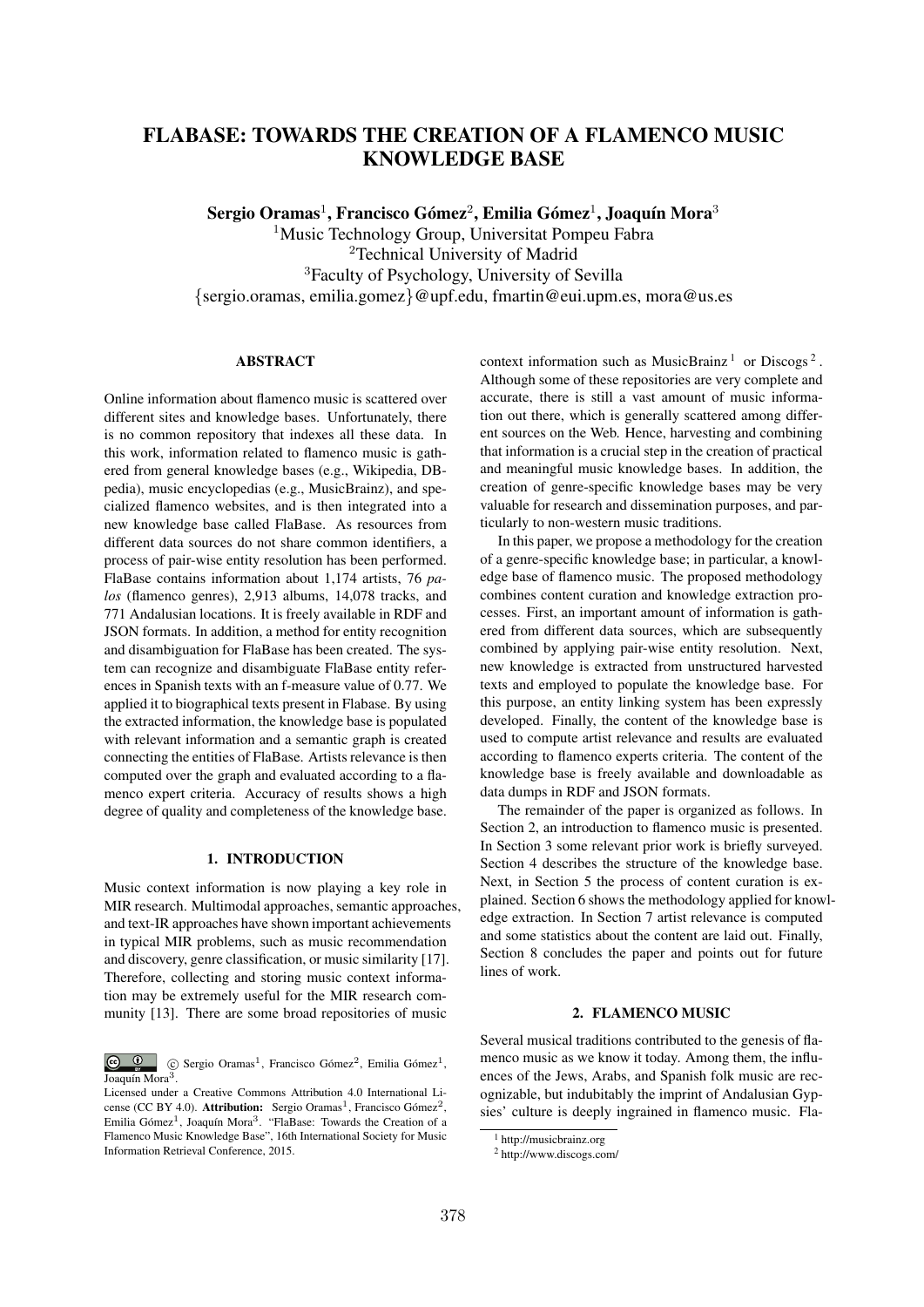# FLABASE: TOWARDS THE CREATION OF A FLAMENCO MUSIC KNOWLEDGE BASE

**Sergio Oramas**[1], **Francisco Gómez**[2], **Emilia Gómez**[1], **Joaquín Mora**[3]

[1]Music Technology Group, Universitat Pompeu Fabra
[2]Technical University of Madrid
[3]Faculty of Psychology, University of Sevilla
{sergio.oramas, emilia.gomez}@upf.edu, fmartin@eui.upm.es, mora@us.es

## ABSTRACT

Online information about flamenco music is scattered over different sites and knowledge bases. Unfortunately, there is no common repository that indexes all these data. In this work, information related to flamenco music is gathered from general knowledge bases (e.g., Wikipedia, DBpedia), music encyclopedias (e.g., MusicBrainz), and specialized flamenco websites, and is then integrated into a new knowledge base called FlaBase. As resources from different data sources do not share common identifiers, a process of pair-wise entity resolution has been performed. FlaBase contains information about 1,174 artists, 76 *palos* (flamenco genres), 2,913 albums, 14,078 tracks, and 771 Andalusian locations. It is freely available in RDF and JSON formats. In addition, a method for entity recognition and disambiguation for FlaBase has been created. The system can recognize and disambiguate FlaBase entity references in Spanish texts with an f-measure value of 0.77. We applied it to biographical texts present in Flabase. By using the extracted information, the knowledge base is populated with relevant information and a semantic graph is created connecting the entities of FlaBase. Artists relevance is then computed over the graph and evaluated according to a flamenco expert criteria. Accuracy of results shows a high degree of quality and completeness of the knowledge base.

## 1. INTRODUCTION

Music context information is now playing a key role in MIR research. Multimodal approaches, semantic approaches, and text-IR approaches have shown important achievements in typical MIR problems, such as music recommendation and discovery, genre classification, or music similarity [17]. Therefore, collecting and storing music context information may be extremely useful for the MIR research community [13]. There are some broad repositories of music context information such as MusicBrainz [1] or Discogs [2]. Although some of these repositories are very complete and accurate, there is still a vast amount of music information out there, which is generally scattered among different sources on the Web. Hence, harvesting and combining that information is a crucial step in the creation of practical and meaningful music knowledge bases. In addition, the creation of genre-specific knowledge bases may be very valuable for research and dissemination purposes, and particularly to non-western music traditions.

In this paper, we propose a methodology for the creation of a genre-specific knowledge base; in particular, a knowledge base of flamenco music. The proposed methodology combines content curation and knowledge extraction processes. First, an important amount of information is gathered from different data sources, which are subsequently combined by applying pair-wise entity resolution. Next, new knowledge is extracted from unstructured harvested texts and employed to populate the knowledge base. For this purpose, an entity linking system has been expressly developed. Finally, the content of the knowledge base is used to compute artist relevance and results are evaluated according to flamenco experts criteria. The content of the knowledge base is freely available and downloadable as data dumps in RDF and JSON formats.

The remainder of the paper is organized as follows. In Section 2, an introduction to flamenco music is presented. In Section 3 some relevant prior work is briefly surveyed. Section 4 describes the structure of the knowledge base. Next, in Section 5 the process of content curation is explained. Section 6 shows the methodology applied for knowledge extraction. In Section 7 artist relevance is computed and some statistics about the content are laid out. Finally, Section 8 concludes the paper and points out for future lines of work.

## 2. FLAMENCO MUSIC

Several musical traditions contributed to the genesis of flamenco music as we know it today. Among them, the influences of the Jews, Arabs, and Spanish folk music are recognizable, but indubitably the imprint of Andalusian Gypsies' culture is deeply ingrained in flamenco music. Fla-

[1] http://musicbrainz.org
[2] http://www.discogs.com/

© Sergio Oramas[1], Francisco Gómez[2], Emilia Gómez[1], Joaquín Mora[3].
Licensed under a Creative Commons Attribution 4.0 International License (CC BY 4.0). **Attribution:** Sergio Oramas[1], Francisco Gómez[2], Emilia Gómez[1], Joaquín Mora[3]. "FlaBase: Towards the Creation of a Flamenco Music Knowledge Base", 16th International Society for Music Information Retrieval Conference, 2015.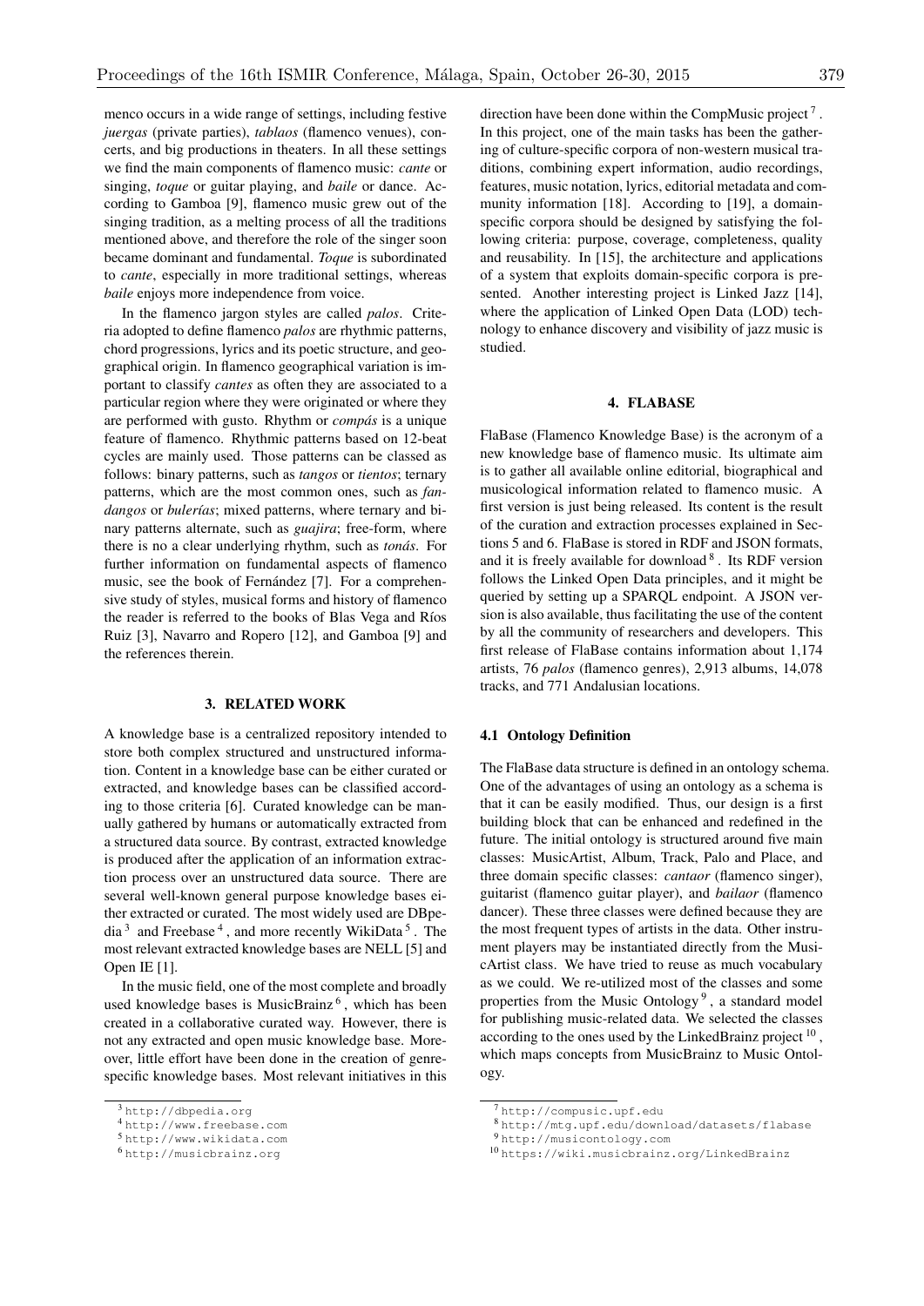menco occurs in a wide range of settings, including festive *juergas* (private parties), *tablaos* (flamenco venues), concerts, and big productions in theaters. In all these settings we find the main components of flamenco music: *cante* or singing, *toque* or guitar playing, and *baile* or dance. According to Gamboa [9], flamenco music grew out of the singing tradition, as a melting process of all the traditions mentioned above, and therefore the role of the singer soon became dominant and fundamental. *Toque* is subordinated to *cante*, especially in more traditional settings, whereas *baile* enjoys more independence from voice.

In the flamenco jargon styles are called *palos*. Criteria adopted to define flamenco *palos* are rhythmic patterns, chord progressions, lyrics and its poetic structure, and geographical origin. In flamenco geographical variation is important to classify *cantes* as often they are associated to a particular region where they were originated or where they are performed with gusto. Rhythm or *compás* is a unique feature of flamenco. Rhythmic patterns based on 12-beat cycles are mainly used. Those patterns can be classed as follows: binary patterns, such as *tangos* or *tientos*; ternary patterns, which are the most common ones, such as *fandangos* or *bulerías*; mixed patterns, where ternary and binary patterns alternate, such as *guajira*; free-form, where there is no a clear underlying rhythm, such as *tonás*. For further information on fundamental aspects of flamenco music, see the book of Fernández [7]. For a comprehensive study of styles, musical forms and history of flamenco the reader is referred to the books of Blas Vega and Ríos Ruiz [3], Navarro and Ropero [12], and Gamboa [9] and the references therein.

## 3. RELATED WORK

A knowledge base is a centralized repository intended to store both complex structured and unstructured information. Content in a knowledge base can be either curated or extracted, and knowledge bases can be classified according to those criteria [6]. Curated knowledge can be manually gathered by humans or automatically extracted from a structured data source. By contrast, extracted knowledge is produced after the application of an information extraction process over an unstructured data source. There are several well-known general purpose knowledge bases either extracted or curated. The most widely used are DBpedia [3] and Freebase [4], and more recently WikiData [5]. The most relevant extracted knowledge bases are NELL [5] and Open IE [1].

In the music field, one of the most complete and broadly used knowledge bases is MusicBrainz [6], which has been created in a collaborative curated way. However, there is not any extracted and open music knowledge base. Moreover, little effort have been done in the creation of genre-specific knowledge bases. Most relevant initiatives in this direction have been done within the CompMusic project [7]. In this project, one of the main tasks has been the gathering of culture-specific corpora of non-western musical traditions, combining expert information, audio recordings, features, music notation, lyrics, editorial metadata and community information [18]. According to [19], a domain-specific corpora should be designed by satisfying the following criteria: purpose, coverage, completeness, quality and reusability. In [15], the architecture and applications of a system that exploits domain-specific corpora is presented. Another interesting project is Linked Jazz [14], where the application of Linked Open Data (LOD) technology to enhance discovery and visibility of jazz music is studied.

## 4. FLABASE

FlaBase (Flamenco Knowledge Base) is the acronym of a new knowledge base of flamenco music. Its ultimate aim is to gather all available online editorial, biographical and musicological information related to flamenco music. A first version is just being released. Its content is the result of the curation and extraction processes explained in Sections 5 and 6. FlaBase is stored in RDF and JSON formats, and it is freely available for download [8]. Its RDF version follows the Linked Open Data principles, and it might be queried by setting up a SPARQL endpoint. A JSON version is also available, thus facilitating the use of the content by all the community of researchers and developers. This first release of FlaBase contains information about 1,174 artists, 76 *palos* (flamenco genres), 2,913 albums, 14,078 tracks, and 771 Andalusian locations.

### 4.1 Ontology Definition

The FlaBase data structure is defined in an ontology schema. One of the advantages of using an ontology as a schema is that it can be easily modified. Thus, our design is a first building block that can be enhanced and redefined in the future. The initial ontology is structured around five main classes: MusicArtist, Album, Track, Palo and Place, and three domain specific classes: *cantaor* (flamenco singer), guitarist (flamenco guitar player), and *bailaor* (flamenco dancer). These three classes were defined because they are the most frequent types of artists in the data. Other instrument players may be instantiated directly from the MusicArtist class. We have tried to reuse as much vocabulary as we could. We re-utilized most of the classes and some properties from the Music Ontology [9], a standard model for publishing music-related data. We selected the classes according to the ones used by the LinkedBrainz project [10], which maps concepts from MusicBrainz to Music Ontology.

[3] http://dbpedia.org

[4] http://www.freebase.com

[5] http://www.wikidata.com

[6] http://musicbrainz.org

[7] http://compusic.upf.edu

[8] http://mtg.upf.edu/download/datasets/flabase

[9] http://musicontology.com

[10] https://wiki.musicbrainz.org/LinkedBrainz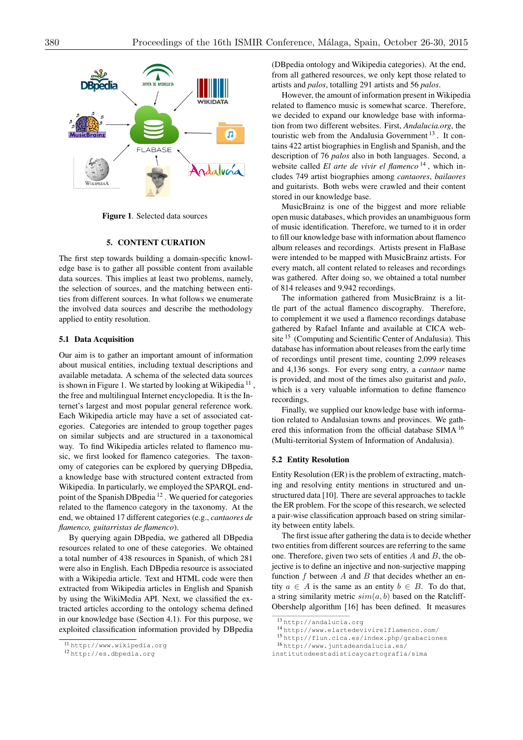Figure 1. Selected data sources

## 5. CONTENT CURATION

The first step towards building a domain-specific knowledge base is to gather all possible content from available data sources. This implies at least two problems, namely, the selection of sources, and the matching between entities from different sources. In what follows we enumerate the involved data sources and describe the methodology applied to entity resolution.

### 5.1 Data Acquisition

Our aim is to gather an important amount of information about musical entities, including textual descriptions and available metadata. A schema of the selected data sources is shown in Figure 1. We started by looking at Wikipedia [11], the free and multilingual Internet encyclopedia. It is the Internet's largest and most popular general reference work. Each Wikipedia article may have a set of associated categories. Categories are intended to group together pages on similar subjects and are structured in a taxonomical way. To find Wikipedia articles related to flamenco music, we first looked for flamenco categories. The taxonomy of categories can be explored by querying DBpedia, a knowledge base with structured content extracted from Wikipedia. In particularly, we employed the SPARQL endpoint of the Spanish DBpedia [12]. We queried for categories related to the flamenco category in the taxonomy. At the end, we obtained 17 different categories (e.g., *cantaores de flamenco, guitarristas de flamenco*).

By querying again DBpedia, we gathered all DBpedia resources related to one of these categories. We obtained a total number of 438 resources in Spanish, of which 281 were also in English. Each DBpedia resource is associated with a Wikipedia article. Text and HTML code were then extracted from Wikipedia articles in English and Spanish by using the WikiMedia API. Next, we classified the extracted articles according to the ontology schema defined in our knowledge base (Section 4.1). For this purpose, we exploited classification information provided by DBpedia (DBpedia ontology and Wikipedia categories). At the end, from all gathered resources, we only kept those related to artists and *palos*, totalling 291 artists and 56 *palos*.

However, the amount of information present in Wikipedia related to flamenco music is somewhat scarce. Therefore, we decided to expand our knowledge base with information from two different websites. First, *Andalucia.org*, the touristic web from the Andalusia Government [13]. It contains 422 artist biographies in English and Spanish, and the description of 76 *palos* also in both languages. Second, a website called *El arte de vivir el flamenco* [14], which includes 749 artist biographies among *cantaores*, *bailaores* and guitarists. Both webs were crawled and their content stored in our knowledge base.

MusicBrainz is one of the biggest and more reliable open music databases, which provides an unambiguous form of music identification. Therefore, we turned to it in order to fill our knowledge base with information about flamenco album releases and recordings. Artists present in FlaBase were intended to be mapped with MusicBrainz artists. For every match, all content related to releases and recordings was gathered. After doing so, we obtained a total number of 814 releases and 9,942 recordings.

The information gathered from MusicBrainz is a little part of the actual flamenco discography. Therefore, to complement it we used a flamenco recordings database gathered by Rafael Infante and available at CICA website [15] (Computing and Scientific Center of Andalusia). This database has information about releases from the early time of recordings until present time, counting 2,099 releases and 4,136 songs. For every song entry, a *cantaor* name is provided, and most of the times also guitarist and *palo*, which is a very valuable information to define flamenco recordings.

Finally, we supplied our knowledge base with information related to Andalusian towns and provinces. We gathered this information from the official database SIMA [16] (Multi-territorial System of Information of Andalusia).

### 5.2 Entity Resolution

Entity Resolution (ER) is the problem of extracting, matching and resolving entity mentions in structured and unstructured data [10]. There are several approaches to tackle the ER problem. For the scope of this research, we selected a pair-wise classification approach based on string similarity between entity labels.

The first issue after gathering the data is to decide whether two entities from different sources are referring to the same one. Therefore, given two sets of entities $A$ and $B$, the objective is to define an injective and non-surjective mapping function $f$ between $A$ and $B$ that decides whether an entity $a \in A$ is the same as an entity $b \in B$. To do that, a string similarity metric $sim(a, b)$ based on the Ratcliff-Obershelp algorithm [16] has been defined. It measures

[11] http://www.wikipedia.org
[12] http://es.dbpedia.org
[13] http://andalucia.org
[14] http://www.elartedevivirelflamenco.com/
[15] http://flun.cica.es/index.php/grabaciones
[16] http://www.juntadeandalucia.es/institutodeestadisticaycartografia/sima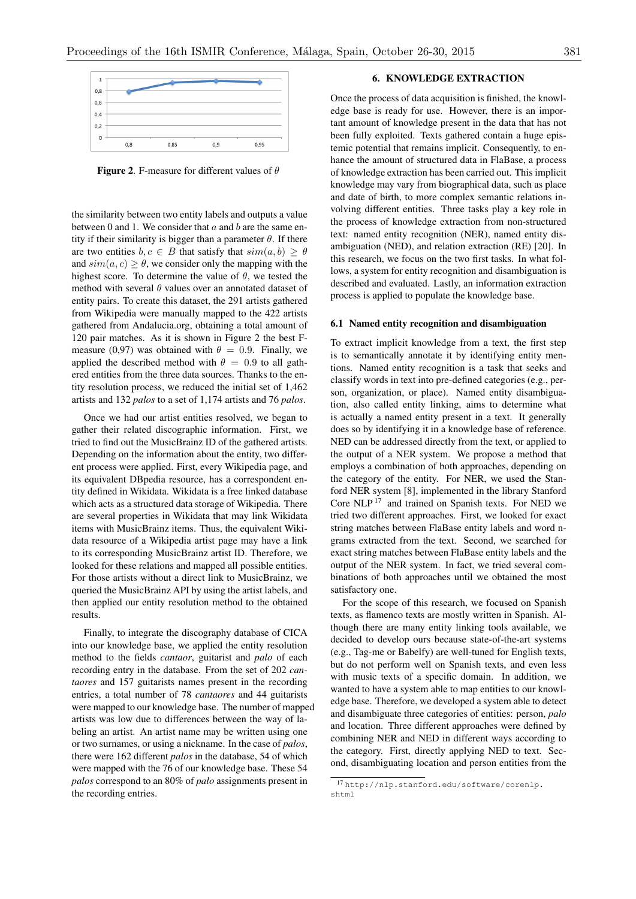**Figure 2**. F-measure for different values of $\theta$

the similarity between two entity labels and outputs a value between 0 and 1. We consider that $a$ and $b$ are the same entity if their similarity is bigger than a parameter $\theta$. If there are two entities $b, c \in B$ that satisfy that $sim(a, b) \geq \theta$ and $sim(a, c) \geq \theta$, we consider only the mapping with the highest score. To determine the value of $\theta$, we tested the method with several $\theta$ values over an annotated dataset of entity pairs. To create this dataset, the 291 artists gathered from Wikipedia were manually mapped to the 422 artists gathered from Andalucia.org, obtaining a total amount of 120 pair matches. As it is shown in Figure 2 the best F-measure (0,97) was obtained with $\theta = 0.9$. Finally, we applied the described method with $\theta = 0.9$ to all gathered entities from the three data sources. Thanks to the entity resolution process, we reduced the initial set of 1,462 artists and 132 *palos* to a set of 1,174 artists and 76 *palos*.

Once we had our artist entities resolved, we began to gather their related discographic information. First, we tried to find out the MusicBrainz ID of the gathered artists. Depending on the information about the entity, two different process were applied. First, every Wikipedia page, and its equivalent DBpedia resource, has a correspondent entity defined in Wikidata. Wikidata is a free linked database which acts as a structured data storage of Wikipedia. There are several properties in Wikidata that may link Wikidata items with MusicBrainz items. Thus, the equivalent Wikidata resource of a Wikipedia artist page may have a link to its corresponding MusicBrainz artist ID. Therefore, we looked for these relations and mapped all possible entities. For those artists without a direct link to MusicBrainz, we queried the MusicBrainz API by using the artist labels, and then applied our entity resolution method to the obtained results.

Finally, to integrate the discography database of CICA into our knowledge base, we applied the entity resolution method to the fields *cantaor*, guitarist and *palo* of each recording entry in the database. From the set of 202 *cantaores* and 157 guitarists names present in the recording entries, a total number of 78 *cantaores* and 44 guitarists were mapped to our knowledge base. The number of mapped artists was low due to differences between the way of labeling an artist. An artist name may be written using one or two surnames, or using a nickname. In the case of *palos*, there were 162 different *palos* in the database, 54 of which were mapped with the 76 of our knowledge base. These 54 *palos* correspond to an 80% of *palo* assignments present in the recording entries.

## 6. KNOWLEDGE EXTRACTION

Once the process of data acquisition is finished, the knowledge base is ready for use. However, there is an important amount of knowledge present in the data that has not been fully exploited. Texts gathered contain a huge epistemic potential that remains implicit. Consequently, to enhance the amount of structured data in FlaBase, a process of knowledge extraction has been carried out. This implicit knowledge may vary from biographical data, such as place and date of birth, to more complex semantic relations involving different entities. Three tasks play a key role in the process of knowledge extraction from non-structured text: named entity recognition (NER), named entity disambiguation (NED), and relation extraction (RE) [20]. In this research, we focus on the two first tasks. In what follows, a system for entity recognition and disambiguation is described and evaluated. Lastly, an information extraction process is applied to populate the knowledge base.

### 6.1 Named entity recognition and disambiguation

To extract implicit knowledge from a text, the first step is to semantically annotate it by identifying entity mentions. Named entity recognition is a task that seeks and classify words in text into pre-defined categories (e.g., person, organization, or place). Named entity disambiguation, also called entity linking, aims to determine what is actually a named entity present in a text. It generally does so by identifying it in a knowledge base of reference. NED can be addressed directly from the text, or applied to the output of a NER system. We propose a method that employs a combination of both approaches, depending on the category of the entity. For NER, we used the Stanford NER system [8], implemented in the library Stanford Core NLP [17] and trained on Spanish texts. For NED we tried two different approaches. First, we looked for exact string matches between FlaBase entity labels and word n-grams extracted from the text. Second, we searched for exact string matches between FlaBase entity labels and the output of the NER system. In fact, we tried several combinations of both approaches until we obtained the most satisfactory one.

For the scope of this research, we focused on Spanish texts, as flamenco texts are mostly written in Spanish. Although there are many entity linking tools available, we decided to develop ours because state-of-the-art systems (e.g., Tag-me or Babelfy) are well-tuned for English texts, but do not perform well on Spanish texts, and even less with music texts of a specific domain. In addition, we wanted to have a system able to map entities to our knowledge base. Therefore, we developed a system able to detect and disambiguate three categories of entities: person, *palo* and location. Three different approaches were defined by combining NER and NED in different ways according to the category. First, directly applying NED to text. Second, disambiguating location and person entities from the

[17] http://nlp.stanford.edu/software/corenlp.shtml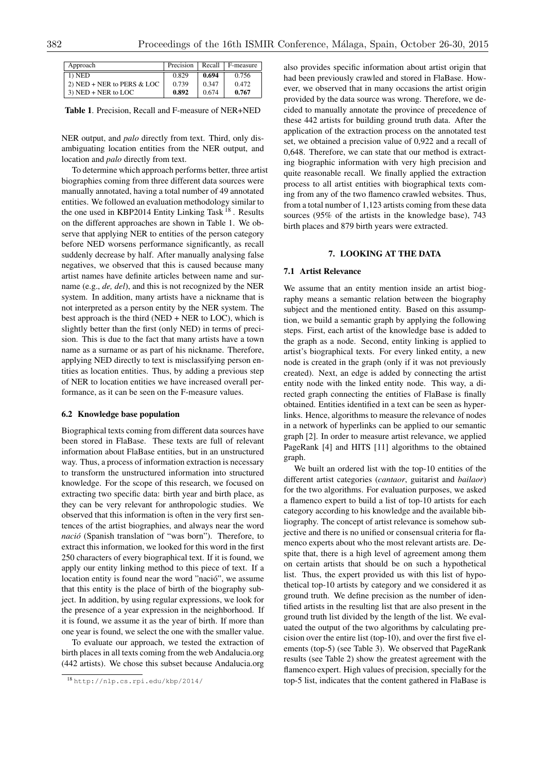| Approach | Precision | Recall | F-measure |
|---|---|---|---|
| 1) NED | 0.829 | **0.694** | 0.756 |
| 2) NED + NER to PERS & LOC | 0.739 | 0.347 | 0.472 |
| 3) NED + NER to LOC | **0.892** | 0.674 | **0.767** |

**Table 1**. Precision, Recall and F-measure of NER+NED

NER output, and *palo* directly from text. Third, only disambiguating location entities from the NER output, and location and *palo* directly from text.

To determine which approach performs better, three artist biographies coming from three different data sources were manually annotated, having a total number of 49 annotated entities. We followed an evaluation methodology similar to the one used in KBP2014 Entity Linking Task [18]. Results on the different approaches are shown in Table 1. We observe that applying NER to entities of the person category before NED worsens performance significantly, as recall suddenly decrease by half. After manually analysing false negatives, we observed that this is caused because many artist names have definite articles between name and surname (e.g., *de, del*), and this is not recognized by the NER system. In addition, many artists have a nickname that is not interpreted as a person entity by the NER system. The best approach is the third (NED + NER to LOC), which is slightly better than the first (only NED) in terms of precision. This is due to the fact that many artists have a town name as a surname or as part of his nickname. Therefore, applying NED directly to text is misclassifying person entities as location entities. Thus, by adding a previous step of NER to location entities we have increased overall performance, as it can be seen on the F-measure values.

### 6.2 Knowledge base population

Biographical texts coming from different data sources have been stored in FlaBase. These texts are full of relevant information about FlaBase entities, but in an unstructured way. Thus, a process of information extraction is necessary to transform the unstructured information into structured knowledge. For the scope of this research, we focused on extracting two specific data: birth year and birth place, as they can be very relevant for anthropologic studies. We observed that this information is often in the very first sentences of the artist biographies, and always near the word *nació* (Spanish translation of "was born"). Therefore, to extract this information, we looked for this word in the first 250 characters of every biographical text. If it is found, we apply our entity linking method to this piece of text. If a location entity is found near the word "nació", we assume that this entity is the place of birth of the biography subject. In addition, by using regular expressions, we look for the presence of a year expression in the neighborhood. If it is found, we assume it as the year of birth. If more than one year is found, we select the one with the smaller value.

To evaluate our approach, we tested the extraction of birth places in all texts coming from the web Andalucia.org (442 artists). We chose this subset because Andalucia.org also provides specific information about artist origin that had been previously crawled and stored in FlaBase. However, we observed that in many occasions the artist origin provided by the data source was wrong. Therefore, we decided to manually annotate the province of precedence of these 442 artists for building ground truth data. After the application of the extraction process on the annotated test set, we obtained a precision value of 0,922 and a recall of 0,648. Therefore, we can state that our method is extracting biographic information with very high precision and quite reasonable recall. We finally applied the extraction process to all artist entities with biographical texts coming from any of the two flamenco crawled websites. Thus, from a total number of 1,123 artists coming from these data sources (95% of the artists in the knowledge base), 743 birth places and 879 birth years were extracted.

[18] http://nlp.cs.rpi.edu/kbp/2014/

## 7. LOOKING AT THE DATA

### 7.1 Artist Relevance

We assume that an entity mention inside an artist biography means a semantic relation between the biography subject and the mentioned entity. Based on this assumption, we build a semantic graph by applying the following steps. First, each artist of the knowledge base is added to the graph as a node. Second, entity linking is applied to artist's biographical texts. For every linked entity, a new node is created in the graph (only if it was not previously created). Next, an edge is added by connecting the artist entity node with the linked entity node. This way, a directed graph connecting the entities of FlaBase is finally obtained. Entities identified in a text can be seen as hyperlinks. Hence, algorithms to measure the relevance of nodes in a network of hyperlinks can be applied to our semantic graph [2]. In order to measure artist relevance, we applied PageRank [4] and HITS [11] algorithms to the obtained graph.

We built an ordered list with the top-10 entities of the different artist categories (*cantaor*, guitarist and *bailaor*) for the two algorithms. For evaluation purposes, we asked a flamenco expert to build a list of top-10 artists for each category according to his knowledge and the available bibliography. The concept of artist relevance is somehow subjective and there is no unified or consensual criteria for flamenco experts about who the most relevant artists are. Despite that, there is a high level of agreement among them on certain artists that should be on such a hypothetical list. Thus, the expert provided us with this list of hypothetical top-10 artists by category and we considered it as ground truth. We define precision as the number of identified artists in the resulting list that are also present in the ground truth list divided by the length of the list. We evaluated the output of the two algorithms by calculating precision over the entire list (top-10), and over the first five elements (top-5) (see Table 3). We observed that PageRank results (see Table 2) show the greatest agreement with the flamenco expert. High values of precision, specially for the top-5 list, indicates that the content gathered in FlaBase is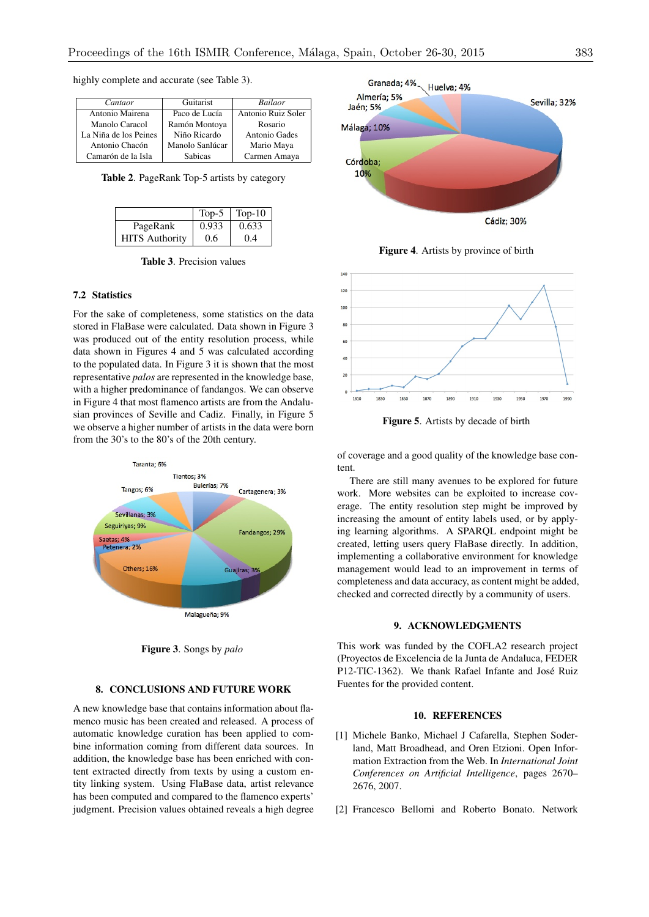highly complete and accurate (see Table 3).

| *Cantaor* | Guitarist | *Bailaor* |
|---|---|---|
| Antonio Mairena | Paco de Lucía | Antonio Ruiz Soler |
| Manolo Caracol | Ramón Montoya | Rosario |
| La Niña de los Peines | Niño Ricardo | Antonio Gades |
| Antonio Chacón | Manolo Sanlúcar | Mario Maya |
| Camarón de la Isla | Sabicas | Carmen Amaya |

**Table 2**. PageRank Top-5 artists by category

| | Top-5 | Top-10 |
|---|---|---|
| PageRank | 0.933 | 0.633 |
| HITS Authority | 0.6 | 0.4 |

**Table 3**. Precision values

### 7.2 Statistics

For the sake of completeness, some statistics on the data stored in FlaBase were calculated. Data shown in Figure 3 was produced out of the entity resolution process, while data shown in Figures 4 and 5 was calculated according to the populated data. In Figure 3 it is shown that the most representative *palos* are represented in the knowledge base, with a higher predominance of fandangos. We can observe in Figure 4 that most flamenco artists are from the Andalusian provinces of Seville and Cadiz. Finally, in Figure 5 we observe a higher number of artists in the data were born from the 30's to the 80's of the 20th century.

**Figure 3**. Songs by *palo*

## 8. CONCLUSIONS AND FUTURE WORK

A new knowledge base that contains information about flamenco music has been created and released. A process of automatic knowledge curation has been applied to combine information coming from different data sources. In addition, the knowledge base has been enriched with content extracted directly from texts by using a custom entity linking system. Using FlaBase data, artist relevance has been computed and compared to the flamenco experts' judgment. Precision values obtained reveals a high degree of coverage and a good quality of the knowledge base content.

There are still many avenues to be explored for future work. More websites can be exploited to increase coverage. The entity resolution step might be improved by increasing the amount of entity labels used, or by applying learning algorithms. A SPARQL endpoint might be created, letting users query FlaBase directly. In addition, implementing a collaborative environment for knowledge management would lead to an improvement in terms of completeness and data accuracy, as content might be added, checked and corrected directly by a community of users.

**Figure 4**. Artists by province of birth

**Figure 5**. Artists by decade of birth

## 9. ACKNOWLEDGMENTS

This work was funded by the COFLA2 research project (Proyectos de Excelencia de la Junta de Andaluca, FEDER P12-TIC-1362). We thank Rafael Infante and José Ruiz Fuentes for the provided content.

## 10. REFERENCES

[1] Michele Banko, Michael J Cafarella, Stephen Soderland, Matt Broadhead, and Oren Etzioni. Open Information Extraction from the Web. In *International Joint Conferences on Artificial Intelligence*, pages 2670–2676, 2007.

[2] Francesco Bellomi and Roberto Bonato. Network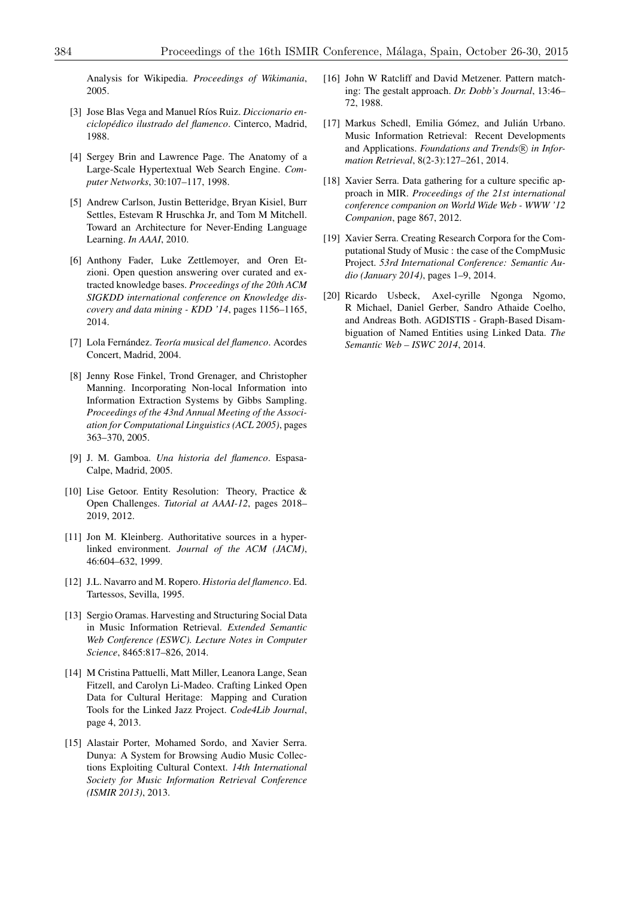Analysis for Wikipedia. *Proceedings of Wikimania*, 2005.

[3] Jose Blas Vega and Manuel Ríos Ruiz. *Diccionario enciclopédico ilustrado del flamenco*. Cinterco, Madrid, 1988.

[4] Sergey Brin and Lawrence Page. The Anatomy of a Large-Scale Hypertextual Web Search Engine. *Computer Networks*, 30:107–117, 1998.

[5] Andrew Carlson, Justin Betteridge, Bryan Kisiel, Burr Settles, Estevam R Hruschka Jr, and Tom M Mitchell. Toward an Architecture for Never-Ending Language Learning. *In AAAI*, 2010.

[6] Anthony Fader, Luke Zettlemoyer, and Oren Etzioni. Open question answering over curated and extracted knowledge bases. *Proceedings of the 20th ACM SIGKDD international conference on Knowledge discovery and data mining - KDD '14*, pages 1156–1165, 2014.

[7] Lola Fernández. *Teoría musical del flamenco*. Acordes Concert, Madrid, 2004.

[8] Jenny Rose Finkel, Trond Grenager, and Christopher Manning. Incorporating Non-local Information into Information Extraction Systems by Gibbs Sampling. *Proceedings of the 43nd Annual Meeting of the Association for Computational Linguistics (ACL 2005)*, pages 363–370, 2005.

[9] J. M. Gamboa. *Una historia del flamenco*. Espasa-Calpe, Madrid, 2005.

[10] Lise Getoor. Entity Resolution: Theory, Practice & Open Challenges. *Tutorial at AAAI-12*, pages 2018–2019, 2012.

[11] Jon M. Kleinberg. Authoritative sources in a hyperlinked environment. *Journal of the ACM (JACM)*, 46:604–632, 1999.

[12] J.L. Navarro and M. Ropero. *Historia del flamenco*. Ed. Tartessos, Sevilla, 1995.

[13] Sergio Oramas. Harvesting and Structuring Social Data in Music Information Retrieval. *Extended Semantic Web Conference (ESWC). Lecture Notes in Computer Science*, 8465:817–826, 2014.

[14] M Cristina Pattuelli, Matt Miller, Leanora Lange, Sean Fitzell, and Carolyn Li-Madeo. Crafting Linked Open Data for Cultural Heritage: Mapping and Curation Tools for the Linked Jazz Project. *Code4Lib Journal*, page 4, 2013.

[15] Alastair Porter, Mohamed Sordo, and Xavier Serra. Dunya: A System for Browsing Audio Music Collections Exploiting Cultural Context. *14th International Society for Music Information Retrieval Conference (ISMIR 2013)*, 2013.

[16] John W Ratcliff and David Metzener. Pattern matching: The gestalt approach. *Dr. Dobb's Journal*, 13:46–72, 1988.

[17] Markus Schedl, Emilia Gómez, and Julián Urbano. Music Information Retrieval: Recent Developments and Applications. *Foundations and Trends® in Information Retrieval*, 8(2-3):127–261, 2014.

[18] Xavier Serra. Data gathering for a culture specific approach in MIR. *Proceedings of the 21st international conference companion on World Wide Web - WWW '12 Companion*, page 867, 2012.

[19] Xavier Serra. Creating Research Corpora for the Computational Study of Music : the case of the CompMusic Project. *53rd International Conference: Semantic Audio (January 2014)*, pages 1–9, 2014.

[20] Ricardo Usbeck, Axel-cyrille Ngonga Ngomo, R Michael, Daniel Gerber, Sandro Athaide Coelho, and Andreas Both. AGDISTIS - Graph-Based Disambiguation of Named Entities using Linked Data. *The Semantic Web – ISWC 2014*, 2014.